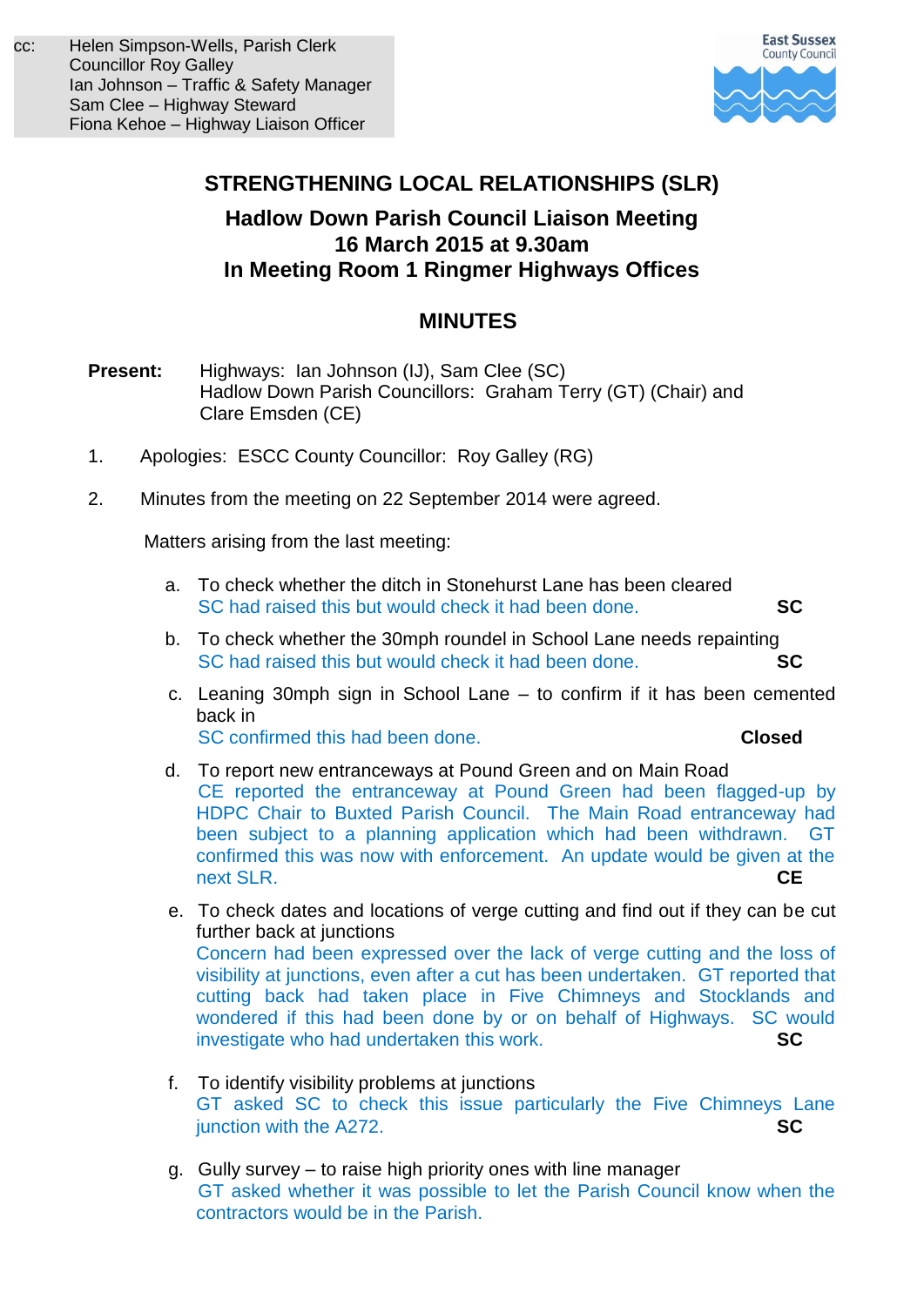cc: Helen Simpson-Wells, Parish Clerk
Councillor Roy Galley
Ian Johnson – Traffic & Safety Manager
Sam Clee – Highway Steward
Fiona Kehoe – Highway Liaison Officer

East Sussex County Council

# STRENGTHENING LOCAL RELATIONSHIPS (SLR)

## Hadlow Down Parish Council Liaison Meeting
## 16 March 2015 at 9.30am
## In Meeting Room 1 Ringmer Highways Offices

## MINUTES

**Present:** Highways: Ian Johnson (IJ), Sam Clee (SC)
Hadlow Down Parish Councillors: Graham Terry (GT) (Chair) and Clare Emsden (CE)

1. Apologies: ESCC County Councillor: Roy Galley (RG)

2. Minutes from the meeting on 22 September 2014 were agreed.

   Matters arising from the last meeting:

   a. To check whether the ditch in Stonehurst Lane has been cleared
   SC had raised this but would check it had been done. **SC**

   b. To check whether the 30mph roundel in School Lane needs repainting
   SC had raised this but would check it had been done. **SC**

   c. Leaning 30mph sign in School Lane – to confirm if it has been cemented back in
   SC confirmed this had been done. **Closed**

   d. To report new entranceways at Pound Green and on Main Road
   CE reported the entranceway at Pound Green had been flagged-up by HDPC Chair to Buxted Parish Council. The Main Road entranceway had been subject to a planning application which had been withdrawn. GT confirmed this was now with enforcement. An update would be given at the next SLR. **CE**

   e. To check dates and locations of verge cutting and find out if they can be cut further back at junctions
   Concern had been expressed over the lack of verge cutting and the loss of visibility at junctions, even after a cut has been undertaken. GT reported that cutting back had taken place in Five Chimneys and Stocklands and wondered if this had been done by or on behalf of Highways. SC would investigate who had undertaken this work. **SC**

   f. To identify visibility problems at junctions
   GT asked SC to check this issue particularly the Five Chimneys Lane junction with the A272. **SC**

   g. Gully survey – to raise high priority ones with line manager
   GT asked whether it was possible to let the Parish Council know when the contractors would be in the Parish.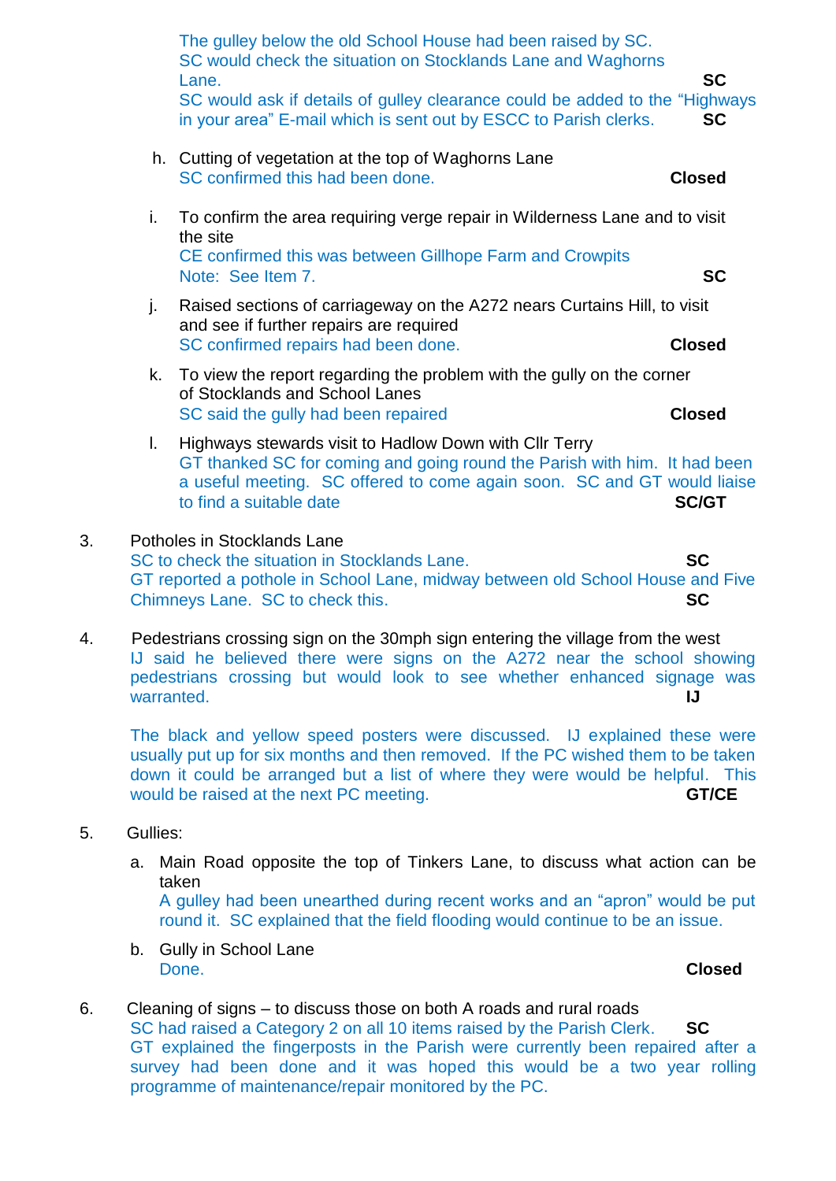The gulley below the old School House had been raised by SC.
SC would check the situation on Stocklands Lane and Waghorns Lane. **SC**
SC would ask if details of gulley clearance could be added to the "Highways in your area" E-mail which is sent out by ESCC to Parish clerks. **SC**

h. Cutting of vegetation at the top of Waghorns Lane
SC confirmed this had been done. **Closed**

i. To confirm the area requiring verge repair in Wilderness Lane and to visit the site
CE confirmed this was between Gillhope Farm and Crowpits
Note: See Item 7. **SC**

j. Raised sections of carriageway on the A272 nears Curtains Hill, to visit and see if further repairs are required
SC confirmed repairs had been done. **Closed**

k. To view the report regarding the problem with the gully on the corner of Stocklands and School Lanes
SC said the gully had been repaired **Closed**

l. Highways stewards visit to Hadlow Down with Cllr Terry
GT thanked SC for coming and going round the Parish with him. It had been a useful meeting. SC offered to come again soon. SC and GT would liaise to find a suitable date **SC/GT**

3. Potholes in Stocklands Lane
SC to check the situation in Stocklands Lane. **SC**
GT reported a pothole in School Lane, midway between old School House and Five Chimneys Lane. SC to check this. **SC**

4. Pedestrians crossing sign on the 30mph sign entering the village from the west
IJ said he believed there were signs on the A272 near the school showing pedestrians crossing but would look to see whether enhanced signage was warranted. **IJ**

The black and yellow speed posters were discussed. IJ explained these were usually put up for six months and then removed. If the PC wished them to be taken down it could be arranged but a list of where they were would be helpful. This would be raised at the next PC meeting. **GT/CE**

5. Gullies:

a. Main Road opposite the top of Tinkers Lane, to discuss what action can be taken
A gulley had been unearthed during recent works and an "apron" would be put round it. SC explained that the field flooding would continue to be an issue.

b. Gully in School Lane
Done. **Closed**

6. Cleaning of signs – to discuss those on both A roads and rural roads
SC had raised a Category 2 on all 10 items raised by the Parish Clerk. **SC**
GT explained the fingerposts in the Parish were currently been repaired after a survey had been done and it was hoped this would be a two year rolling programme of maintenance/repair monitored by the PC.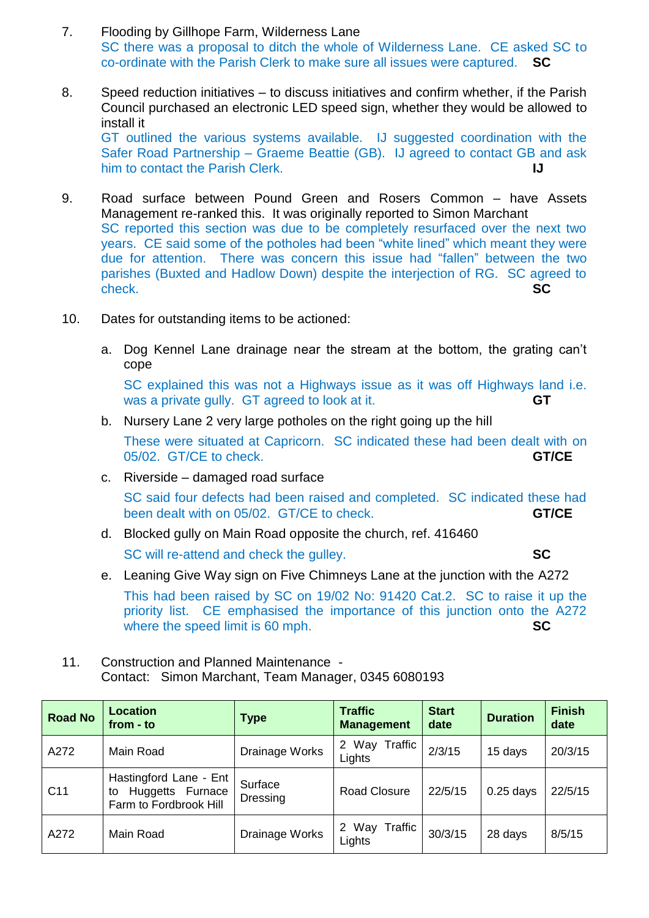7. Flooding by Gillhope Farm, Wilderness Lane

   SC there was a proposal to ditch the whole of Wilderness Lane. CE asked SC to co-ordinate with the Parish Clerk to make sure all issues were captured. **SC**

8. Speed reduction initiatives – to discuss initiatives and confirm whether, if the Parish Council purchased an electronic LED speed sign, whether they would be allowed to install it

   GT outlined the various systems available. IJ suggested coordination with the Safer Road Partnership – Graeme Beattie (GB). IJ agreed to contact GB and ask him to contact the Parish Clerk. **IJ**

9. Road surface between Pound Green and Rosers Common – have Assets Management re-ranked this. It was originally reported to Simon Marchant

   SC reported this section was due to be completely resurfaced over the next two years. CE said some of the potholes had been "white lined" which meant they were due for attention. There was concern this issue had "fallen" between the two parishes (Buxted and Hadlow Down) despite the interjection of RG. SC agreed to check. **SC**

10. Dates for outstanding items to be actioned:

    a. Dog Kennel Lane drainage near the stream at the bottom, the grating can't cope

       SC explained this was not a Highways issue as it was off Highways land i.e. was a private gully. GT agreed to look at it. **GT**

    b. Nursery Lane 2 very large potholes on the right going up the hill

       These were situated at Capricorn. SC indicated these had been dealt with on 05/02. GT/CE to check. **GT/CE**

    c. Riverside – damaged road surface

       SC said four defects had been raised and completed. SC indicated these had been dealt with on 05/02. GT/CE to check. **GT/CE**

    d. Blocked gully on Main Road opposite the church, ref. 416460

       SC will re-attend and check the gulley. **SC**

    e. Leaning Give Way sign on Five Chimneys Lane at the junction with the A272

       This had been raised by SC on 19/02 No: 91420 Cat.2. SC to raise it up the priority list. CE emphasised the importance of this junction onto the A272 where the speed limit is 60 mph. **SC**

11. Construction and Planned Maintenance -
    Contact: Simon Marchant, Team Manager, 0345 6080193

| Road No | Location from - to | Type | Traffic Management | Start date | Duration | Finish date |
|---|---|---|---|---|---|---|
| A272 | Main Road | Drainage Works | 2 Way Traffic Lights | 2/3/15 | 15 days | 20/3/15 |
| C11 | Hastingford Lane - Ent to Huggetts Furnace Farm to Fordbrook Hill | Surface Dressing | Road Closure | 22/5/15 | 0.25 days | 22/5/15 |
| A272 | Main Road | Drainage Works | 2 Way Traffic Lights | 30/3/15 | 28 days | 8/5/15 |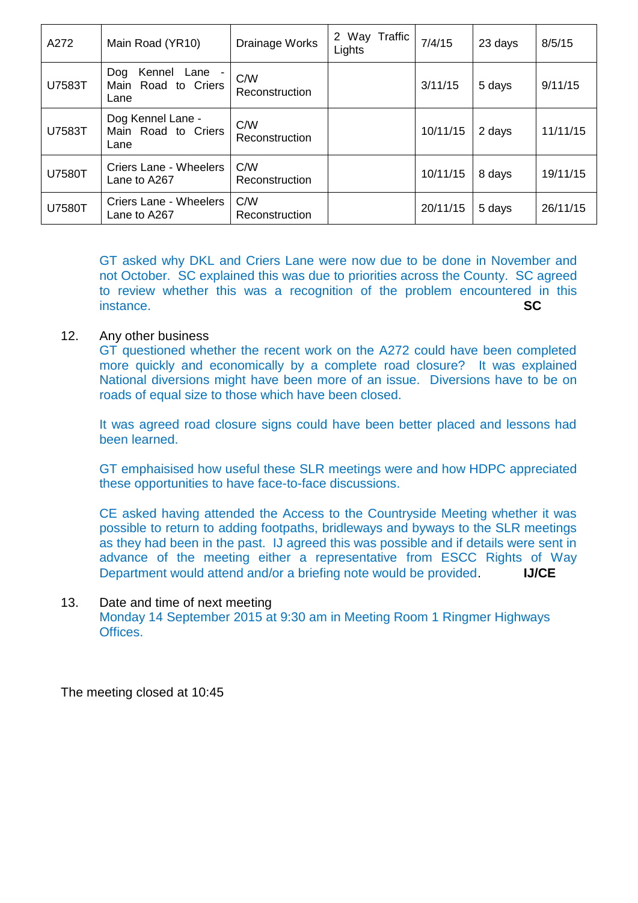| | | | | | | |
|---|---|---|---|---|---|---|
| A272 | Main Road (YR10) | Drainage Works | 2 Way Traffic Lights | 7/4/15 | 23 days | 8/5/15 |
| U7583T | Dog Kennel Lane - Main Road to Criers Lane | C/W Reconstruction | | 3/11/15 | 5 days | 9/11/15 |
| U7583T | Dog Kennel Lane - Main Road to Criers Lane | C/W Reconstruction | | 10/11/15 | 2 days | 11/11/15 |
| U7580T | Criers Lane - Wheelers Lane to A267 | C/W Reconstruction | | 10/11/15 | 8 days | 19/11/15 |
| U7580T | Criers Lane - Wheelers Lane to A267 | C/W Reconstruction | | 20/11/15 | 5 days | 26/11/15 |

GT asked why DKL and Criers Lane were now due to be done in November and not October. SC explained this was due to priorities across the County. SC agreed to review whether this was a recognition of the problem encountered in this instance. **SC**

12. Any other business

GT questioned whether the recent work on the A272 could have been completed more quickly and economically by a complete road closure? It was explained National diversions might have been more of an issue. Diversions have to be on roads of equal size to those which have been closed.

It was agreed road closure signs could have been better placed and lessons had been learned.

GT emphaisised how useful these SLR meetings were and how HDPC appreciated these opportunities to have face-to-face discussions.

CE asked having attended the Access to the Countryside Meeting whether it was possible to return to adding footpaths, bridleways and byways to the SLR meetings as they had been in the past. IJ agreed this was possible and if details were sent in advance of the meeting either a representative from ESCC Rights of Way Department would attend and/or a briefing note would be provided. **IJ/CE**

13. Date and time of next meeting

Monday 14 September 2015 at 9:30 am in Meeting Room 1 Ringmer Highways Offices.

The meeting closed at 10:45